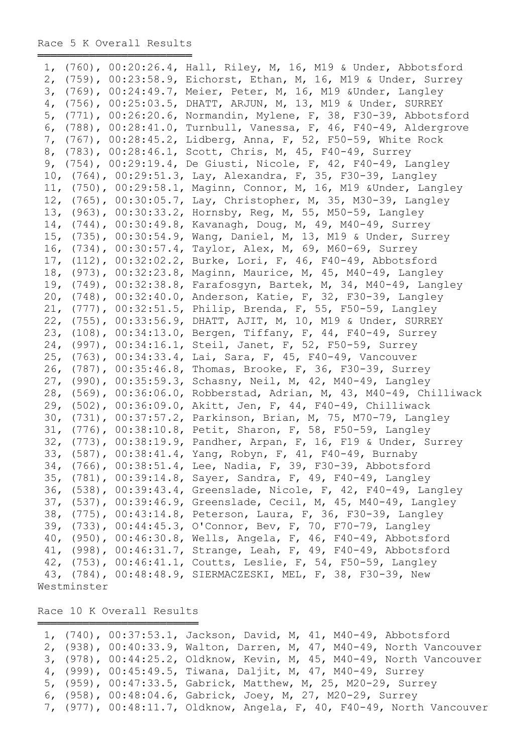Race 5 K Overall Results

```
 1, (760), 00:20:26.4, Hall, Riley, M, 16, M19 & Under, Abbotsford
 2, (759), 00:23:58.9, Eichorst, Ethan, M, 16, M19 & Under, Surrey
 3, (769), 00:24:49.7, Meier, Peter, M, 16, M19 &Under, Langley
 4, (756), 00:25:03.5, DHATT, ARJUN, M, 13, M19 & Under, SURREY
 5, (771), 00:26:20.6, Normandin, Mylene, F, 38, F30-39, Abbotsford
 6, (788), 00:28:41.0, Turnbull, Vanessa, F, 46, F40-49, Aldergrove
 7, (767), 00:28:45.2, Lidberg, Anna, F, 52, F50-59, White Rock
 8, (783), 00:28:46.1, Scott, Chris, M, 45, F40-49, Surrey
 9, (754), 00:29:19.4, De Giusti, Nicole, F, 42, F40-49, Langley
 10, (764), 00:29:51.3, Lay, Alexandra, F, 35, F30-39, Langley
 11, (750), 00:29:58.1, Maginn, Connor, M, 16, M19 &Under, Langley
 12, (765), 00:30:05.7, Lay, Christopher, M, 35, M30-39, Langley
 13, (963), 00:30:33.2, Hornsby, Reg, M, 55, M50-59, Langley
 14, (744), 00:30:49.8, Kavanagh, Doug, M, 49, M40-49, Surrey
 15, (735), 00:30:54.9, Wang, Daniel, M, 13, M19 & Under, Surrey
 16, (734), 00:30:57.4, Taylor, Alex, M, 69, M60-69, Surrey
 17, (112), 00:32:02.2, Burke, Lori, F, 46, F40-49, Abbotsford
 18, (973), 00:32:23.8, Maginn, Maurice, M, 45, M40-49, Langley
 19, (749), 00:32:38.8, Farafosgyn, Bartek, M, 34, M40-49, Langley
 20, (748), 00:32:40.0, Anderson, Katie, F, 32, F30-39, Langley
 21, (777), 00:32:51.5, Philip, Brenda, F, 55, F50-59, Langley
 22, (755), 00:33:56.9, DHATT, AJIT, M, 10, M19 & Under, SURREY
 23, (108), 00:34:13.0, Bergen, Tiffany, F, 44, F40-49, Surrey
 24, (997), 00:34:16.1, Steil, Janet, F, 52, F50-59, Surrey
 25, (763), 00:34:33.4, Lai, Sara, F, 45, F40-49, Vancouver
 26, (787), 00:35:46.8, Thomas, Brooke, F, 36, F30-39, Surrey
 27, (990), 00:35:59.3, Schasny, Neil, M, 42, M40-49, Langley
 28, (569), 00:36:06.0, Robberstad, Adrian, M, 43, M40-49, Chilliwack
 29, (502), 00:36:09.0, Akitt, Jen, F, 44, F40-49, Chilliwack
 30, (731), 00:37:57.2, Parkinson, Brian, M, 75, M70-79, Langley
 31, (776), 00:38:10.8, Petit, Sharon, F, 58, F50-59, Langley
 32, (773), 00:38:19.9, Pandher, Arpan, F, 16, F19 & Under, Surrey
 33, (587), 00:38:41.4, Yang, Robyn, F, 41, F40-49, Burnaby
 34, (766), 00:38:51.4, Lee, Nadia, F, 39, F30-39, Abbotsford
 35, (781), 00:39:14.8, Sayer, Sandra, F, 49, F40-49, Langley
 36, (538), 00:39:43.4, Greenslade, Nicole, F, 42, F40-49, Langley
 37, (537), 00:39:46.9, Greenslade, Cecil, M, 45, M40-49, Langley
 38, (775), 00:43:14.8, Peterson, Laura, F, 36, F30-39, Langley
 39, (733), 00:44:45.3, O'Connor, Bev, F, 70, F70-79, Langley
 40, (950), 00:46:30.8, Wells, Angela, F, 46, F40-49, Abbotsford
 41, (998), 00:46:31.7, Strange, Leah, F, 49, F40-49, Abbotsford
 42, (753), 00:46:41.1, Coutts, Leslie, F, 54, F50-59, Langley
 43, (784), 00:48:48.9, SIERMACZESKI, MEL, F, 38, F30-39, New
Westminster
```

Race 10 K Overall Results

```
 1, (740), 00:37:53.1, Jackson, David, M, 41, M40-49, Abbotsford
 2, (938), 00:40:33.9, Walton, Darren, M, 47, M40-49, North Vancouver
 3, (978), 00:44:25.2, Oldknow, Kevin, M, 45, M40-49, North Vancouver
 4, (999), 00:45:49.5, Tiwana, Daljit, M, 47, M40-49, Surrey
 5, (959), 00:47:33.5, Gabrick, Matthew, M, 25, M20-29, Surrey
 6, (958), 00:48:04.6, Gabrick, Joey, M, 27, M20-29, Surrey
 7, (977), 00:48:11.7, Oldknow, Angela, F, 40, F40-49, North Vancouver
```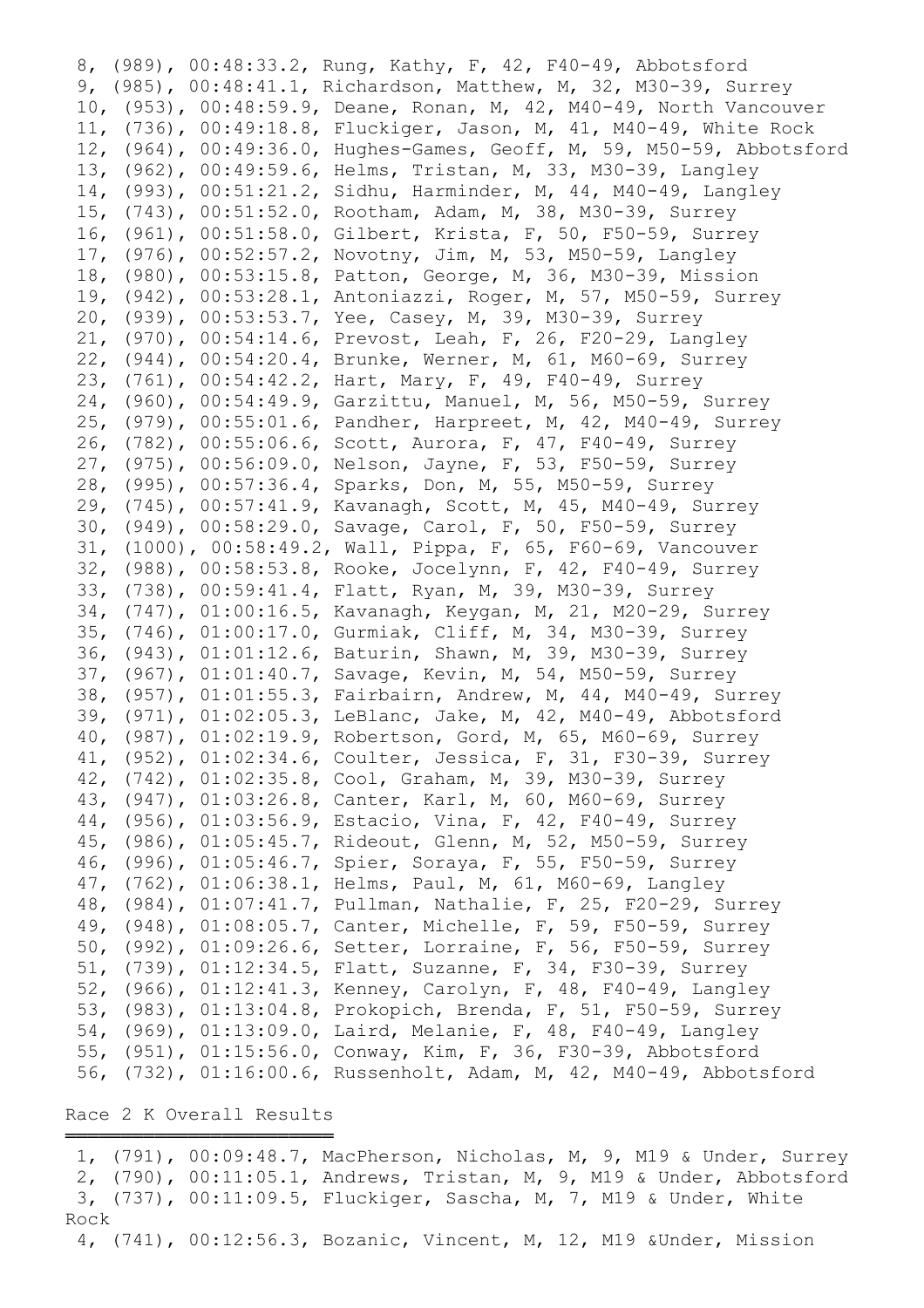```
 8, (989), 00:48:33.2, Rung, Kathy, F, 42, F40-49, Abbotsford
 9, (985), 00:48:41.1, Richardson, Matthew, M, 32, M30-39, Surrey
 10, (953), 00:48:59.9, Deane, Ronan, M, 42, M40-49, North Vancouver
 11, (736), 00:49:18.8, Fluckiger, Jason, M, 41, M40-49, White Rock
 12, (964), 00:49:36.0, Hughes-Games, Geoff, M, 59, M50-59, Abbotsford
 13, (962), 00:49:59.6, Helms, Tristan, M, 33, M30-39, Langley
 14, (993), 00:51:21.2, Sidhu, Harminder, M, 44, M40-49, Langley
 15, (743), 00:51:52.0, Rootham, Adam, M, 38, M30-39, Surrey
 16, (961), 00:51:58.0, Gilbert, Krista, F, 50, F50-59, Surrey
 17, (976), 00:52:57.2, Novotny, Jim, M, 53, M50-59, Langley
 18, (980), 00:53:15.8, Patton, George, M, 36, M30-39, Mission
 19, (942), 00:53:28.1, Antoniazzi, Roger, M, 57, M50-59, Surrey
 20, (939), 00:53:53.7, Yee, Casey, M, 39, M30-39, Surrey
 21, (970), 00:54:14.6, Prevost, Leah, F, 26, F20-29, Langley
 22, (944), 00:54:20.4, Brunke, Werner, M, 61, M60-69, Surrey
 23, (761), 00:54:42.2, Hart, Mary, F, 49, F40-49, Surrey
 24, (960), 00:54:49.9, Garzittu, Manuel, M, 56, M50-59, Surrey
 25, (979), 00:55:01.6, Pandher, Harpreet, M, 42, M40-49, Surrey
 26, (782), 00:55:06.6, Scott, Aurora, F, 47, F40-49, Surrey
 27, (975), 00:56:09.0, Nelson, Jayne, F, 53, F50-59, Surrey
 28, (995), 00:57:36.4, Sparks, Don, M, 55, M50-59, Surrey
 29, (745), 00:57:41.9, Kavanagh, Scott, M, 45, M40-49, Surrey
 30, (949), 00:58:29.0, Savage, Carol, F, 50, F50-59, Surrey
 31, (1000), 00:58:49.2, Wall, Pippa, F, 65, F60-69, Vancouver
 32, (988), 00:58:53.8, Rooke, Jocelynn, F, 42, F40-49, Surrey
 33, (738), 00:59:41.4, Flatt, Ryan, M, 39, M30-39, Surrey
 34, (747), 01:00:16.5, Kavanagh, Keygan, M, 21, M20-29, Surrey
 35, (746), 01:00:17.0, Gurmiak, Cliff, M, 34, M30-39, Surrey
 36, (943), 01:01:12.6, Baturin, Shawn, M, 39, M30-39, Surrey
 37, (967), 01:01:40.7, Savage, Kevin, M, 54, M50-59, Surrey
 38, (957), 01:01:55.3, Fairbairn, Andrew, M, 44, M40-49, Surrey
 39, (971), 01:02:05.3, LeBlanc, Jake, M, 42, M40-49, Abbotsford
 40, (987), 01:02:19.9, Robertson, Gord, M, 65, M60-69, Surrey
 41, (952), 01:02:34.6, Coulter, Jessica, F, 31, F30-39, Surrey
 42, (742), 01:02:35.8, Cool, Graham, M, 39, M30-39, Surrey
 43, (947), 01:03:26.8, Canter, Karl, M, 60, M60-69, Surrey
 44, (956), 01:03:56.9, Estacio, Vina, F, 42, F40-49, Surrey
 45, (986), 01:05:45.7, Rideout, Glenn, M, 52, M50-59, Surrey
 46, (996), 01:05:46.7, Spier, Soraya, F, 55, F50-59, Surrey
 47, (762), 01:06:38.1, Helms, Paul, M, 61, M60-69, Langley
 48, (984), 01:07:41.7, Pullman, Nathalie, F, 25, F20-29, Surrey
 49, (948), 01:08:05.7, Canter, Michelle, F, 59, F50-59, Surrey
 50, (992), 01:09:26.6, Setter, Lorraine, F, 56, F50-59, Surrey
 51, (739), 01:12:34.5, Flatt, Suzanne, F, 34, F30-39, Surrey
 52, (966), 01:12:41.3, Kenney, Carolyn, F, 48, F40-49, Langley
 53, (983), 01:13:04.8, Prokopich, Brenda, F, 51, F50-59, Surrey
 54, (969), 01:13:09.0, Laird, Melanie, F, 48, F40-49, Langley
 55, (951), 01:15:56.0, Conway, Kim, F, 36, F30-39, Abbotsford
 56, (732), 01:16:00.6, Russenholt, Adam, M, 42, M40-49, Abbotsford
```

## Race 2 K Overall Results

```
 1, (791), 00:09:48.7, MacPherson, Nicholas, M, 9, M19 & Under, Surrey
 2, (790), 00:11:05.1, Andrews, Tristan, M, 9, M19 & Under, Abbotsford
 3, (737), 00:11:09.5, Fluckiger, Sascha, M, 7, M19 & Under, White Rock
 4, (741), 00:12:56.3, Bozanic, Vincent, M, 12, M19 &Under, Mission
```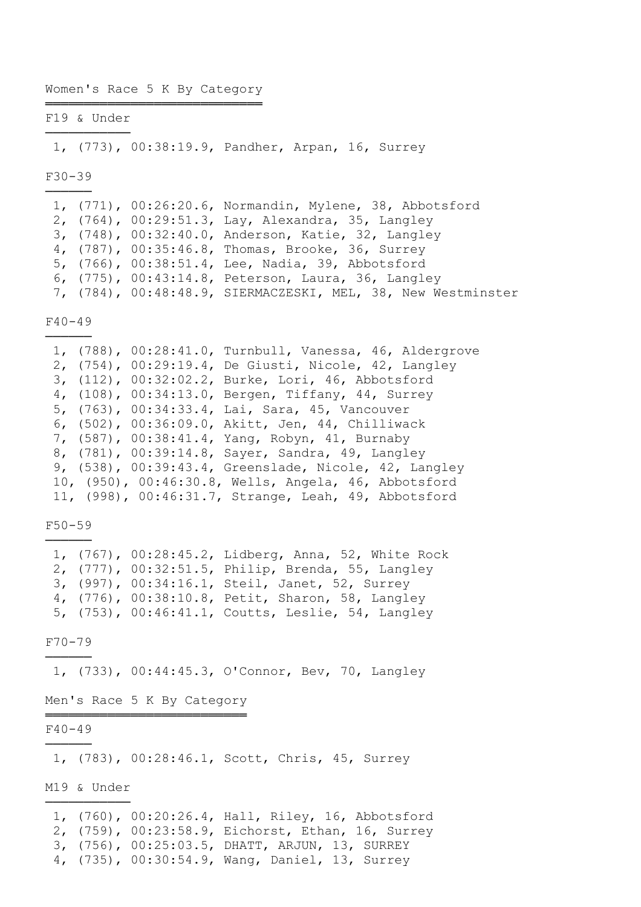## Women's Race 5 K By Category

### F19 & Under

1, (773), 00:38:19.9, Pandher, Arpan, 16, Surrey

### F30-39

1, (771), 00:26:20.6, Normandin, Mylene, 38, Abbotsford
2, (764), 00:29:51.3, Lay, Alexandra, 35, Langley
3, (748), 00:32:40.0, Anderson, Katie, 32, Langley
4, (787), 00:35:46.8, Thomas, Brooke, 36, Surrey
5, (766), 00:38:51.4, Lee, Nadia, 39, Abbotsford
6, (775), 00:43:14.8, Peterson, Laura, 36, Langley
7, (784), 00:48:48.9, SIERMACZESKI, MEL, 38, New Westminster

### F40-49

1, (788), 00:28:41.0, Turnbull, Vanessa, 46, Aldergrove
2, (754), 00:29:19.4, De Giusti, Nicole, 42, Langley
3, (112), 00:32:02.2, Burke, Lori, 46, Abbotsford
4, (108), 00:34:13.0, Bergen, Tiffany, 44, Surrey
5, (763), 00:34:33.4, Lai, Sara, 45, Vancouver
6, (502), 00:36:09.0, Akitt, Jen, 44, Chilliwack
7, (587), 00:38:41.4, Yang, Robyn, 41, Burnaby
8, (781), 00:39:14.8, Sayer, Sandra, 49, Langley
9, (538), 00:39:43.4, Greenslade, Nicole, 42, Langley
10, (950), 00:46:30.8, Wells, Angela, 46, Abbotsford
11, (998), 00:46:31.7, Strange, Leah, 49, Abbotsford

### F50-59

1, (767), 00:28:45.2, Lidberg, Anna, 52, White Rock
2, (777), 00:32:51.5, Philip, Brenda, 55, Langley
3, (997), 00:34:16.1, Steil, Janet, 52, Surrey
4, (776), 00:38:10.8, Petit, Sharon, 58, Langley
5, (753), 00:46:41.1, Coutts, Leslie, 54, Langley

### F70-79

1, (733), 00:44:45.3, O'Connor, Bev, 70, Langley

## Men's Race 5 K By Category

### F40-49

1, (783), 00:28:46.1, Scott, Chris, 45, Surrey

### M19 & Under

1, (760), 00:20:26.4, Hall, Riley, 16, Abbotsford
2, (759), 00:23:58.9, Eichorst, Ethan, 16, Surrey
3, (756), 00:25:03.5, DHATT, ARJUN, 13, SURREY
4, (735), 00:30:54.9, Wang, Daniel, 13, Surrey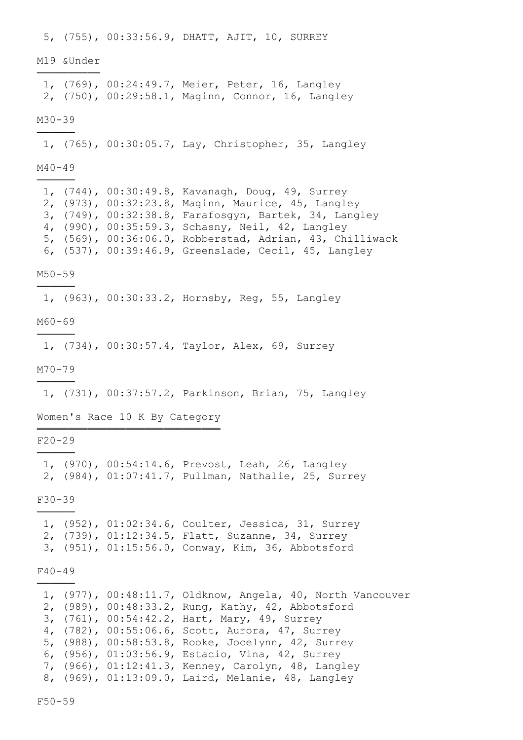5, (755), 00:33:56.9, DHATT, AJIT, 10, SURREY

M19 &Under

1, (769), 00:24:49.7, Meier, Peter, 16, Langley
2, (750), 00:29:58.1, Maginn, Connor, 16, Langley

M30-39

1, (765), 00:30:05.7, Lay, Christopher, 35, Langley

M40-49

1, (744), 00:30:49.8, Kavanagh, Doug, 49, Surrey
2, (973), 00:32:23.8, Maginn, Maurice, 45, Langley
3, (749), 00:32:38.8, Farafosgyn, Bartek, 34, Langley
4, (990), 00:35:59.3, Schasny, Neil, 42, Langley
5, (569), 00:36:06.0, Robberstad, Adrian, 43, Chilliwack
6, (537), 00:39:46.9, Greenslade, Cecil, 45, Langley

M50-59

1, (963), 00:30:33.2, Hornsby, Reg, 55, Langley

M60-69

1, (734), 00:30:57.4, Taylor, Alex, 69, Surrey

M70-79

1, (731), 00:37:57.2, Parkinson, Brian, 75, Langley

Women's Race 10 K By Category

F20-29

1, (970), 00:54:14.6, Prevost, Leah, 26, Langley
2, (984), 01:07:41.7, Pullman, Nathalie, 25, Surrey

F30-39

1, (952), 01:02:34.6, Coulter, Jessica, 31, Surrey
2, (739), 01:12:34.5, Flatt, Suzanne, 34, Surrey
3, (951), 01:15:56.0, Conway, Kim, 36, Abbotsford

F40-49

1, (977), 00:48:11.7, Oldknow, Angela, 40, North Vancouver
2, (989), 00:48:33.2, Rung, Kathy, 42, Abbotsford
3, (761), 00:54:42.2, Hart, Mary, 49, Surrey
4, (782), 00:55:06.6, Scott, Aurora, 47, Surrey
5, (988), 00:58:53.8, Rooke, Jocelynn, 42, Surrey
6, (956), 01:03:56.9, Estacio, Vina, 42, Surrey
7, (966), 01:12:41.3, Kenney, Carolyn, 48, Langley
8, (969), 01:13:09.0, Laird, Melanie, 48, Langley

F50-59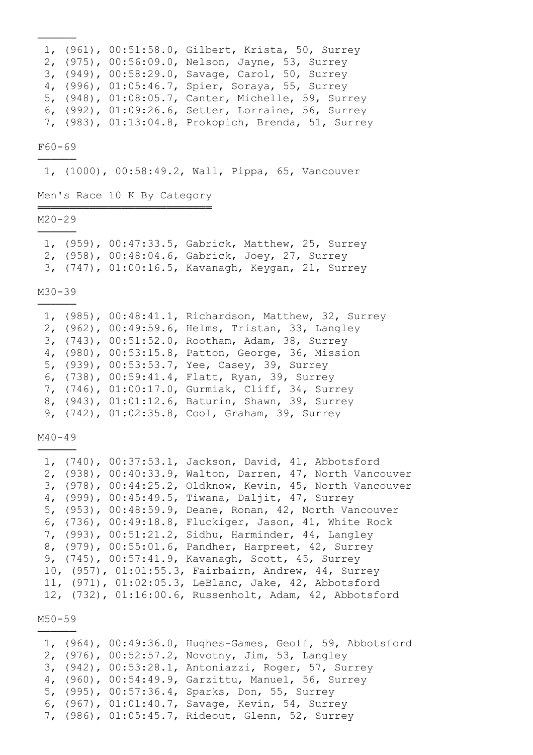1, (961), 00:51:58.0, Gilbert, Krista, 50, Surrey
2, (975), 00:56:09.0, Nelson, Jayne, 53, Surrey
3, (949), 00:58:29.0, Savage, Carol, 50, Surrey
4, (996), 01:05:46.7, Spier, Soraya, 55, Surrey
5, (948), 01:08:05.7, Canter, Michelle, 59, Surrey
6, (992), 01:09:26.6, Setter, Lorraine, 56, Surrey
7, (983), 01:13:04.8, Prokopich, Brenda, 51, Surrey

### F60-69

1, (1000), 00:58:49.2, Wall, Pippa, 65, Vancouver

## Men's Race 10 K By Category

### M20-29

1, (959), 00:47:33.5, Gabrick, Matthew, 25, Surrey
2, (958), 00:48:04.6, Gabrick, Joey, 27, Surrey
3, (747), 01:00:16.5, Kavanagh, Keygan, 21, Surrey

### M30-39

1, (985), 00:48:41.1, Richardson, Matthew, 32, Surrey
2, (962), 00:49:59.6, Helms, Tristan, 33, Langley
3, (743), 00:51:52.0, Rootham, Adam, 38, Surrey
4, (980), 00:53:15.8, Patton, George, 36, Mission
5, (939), 00:53:53.7, Yee, Casey, 39, Surrey
6, (738), 00:59:41.4, Flatt, Ryan, 39, Surrey
7, (746), 01:00:17.0, Gurmiak, Cliff, 34, Surrey
8, (943), 01:01:12.6, Baturin, Shawn, 39, Surrey
9, (742), 01:02:35.8, Cool, Graham, 39, Surrey

### M40-49

1, (740), 00:37:53.1, Jackson, David, 41, Abbotsford
2, (938), 00:40:33.9, Walton, Darren, 47, North Vancouver
3, (978), 00:44:25.2, Oldknow, Kevin, 45, North Vancouver
4, (999), 00:45:49.5, Tiwana, Daljit, 47, Surrey
5, (953), 00:48:59.9, Deane, Ronan, 42, North Vancouver
6, (736), 00:49:18.8, Fluckiger, Jason, 41, White Rock
7, (993), 00:51:21.2, Sidhu, Harminder, 44, Langley
8, (979), 00:55:01.6, Pandher, Harpreet, 42, Surrey
9, (745), 00:57:41.9, Kavanagh, Scott, 45, Surrey
10, (957), 01:01:55.3, Fairbairn, Andrew, 44, Surrey
11, (971), 01:02:05.3, LeBlanc, Jake, 42, Abbotsford
12, (732), 01:16:00.6, Russenholt, Adam, 42, Abbotsford

### M50-59

1, (964), 00:49:36.0, Hughes-Games, Geoff, 59, Abbotsford
2, (976), 00:52:57.2, Novotny, Jim, 53, Langley
3, (942), 00:53:28.1, Antoniazzi, Roger, 57, Surrey
4, (960), 00:54:49.9, Garzittu, Manuel, 56, Surrey
5, (995), 00:57:36.4, Sparks, Don, 55, Surrey
6, (967), 01:01:40.7, Savage, Kevin, 54, Surrey
7, (986), 01:05:45.7, Rideout, Glenn, 52, Surrey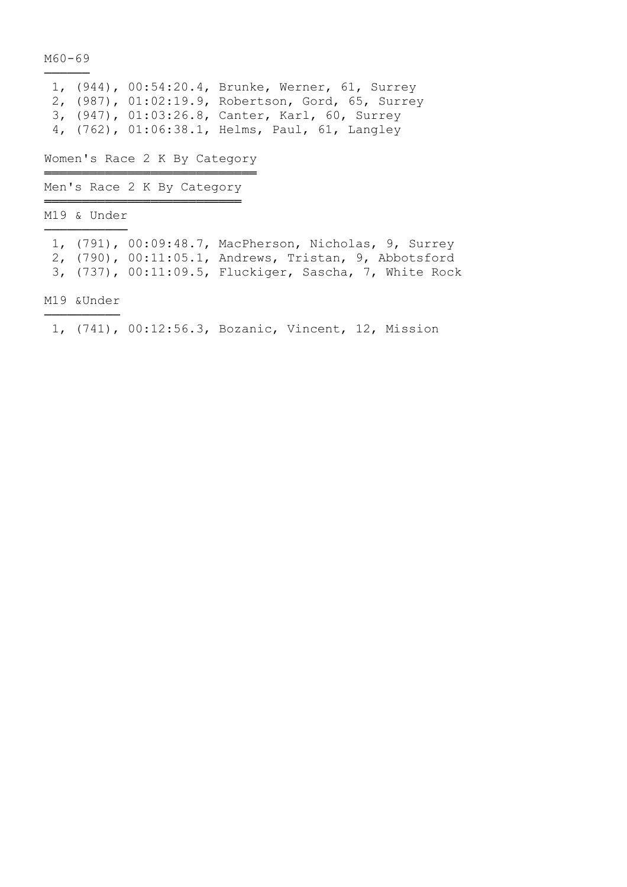## M60-69

1, (944), 00:54:20.4, Brunke, Werner, 61, Surrey
2, (987), 01:02:19.9, Robertson, Gord, 65, Surrey
3, (947), 01:03:26.8, Canter, Karl, 60, Surrey
4, (762), 01:06:38.1, Helms, Paul, 61, Langley

# Women's Race 2 K By Category

# Men's Race 2 K By Category

## M19 & Under

1, (791), 00:09:48.7, MacPherson, Nicholas, 9, Surrey
2, (790), 00:11:05.1, Andrews, Tristan, 9, Abbotsford
3, (737), 00:11:09.5, Fluckiger, Sascha, 7, White Rock

## M19 &Under

1, (741), 00:12:56.3, Bozanic, Vincent, 12, Mission